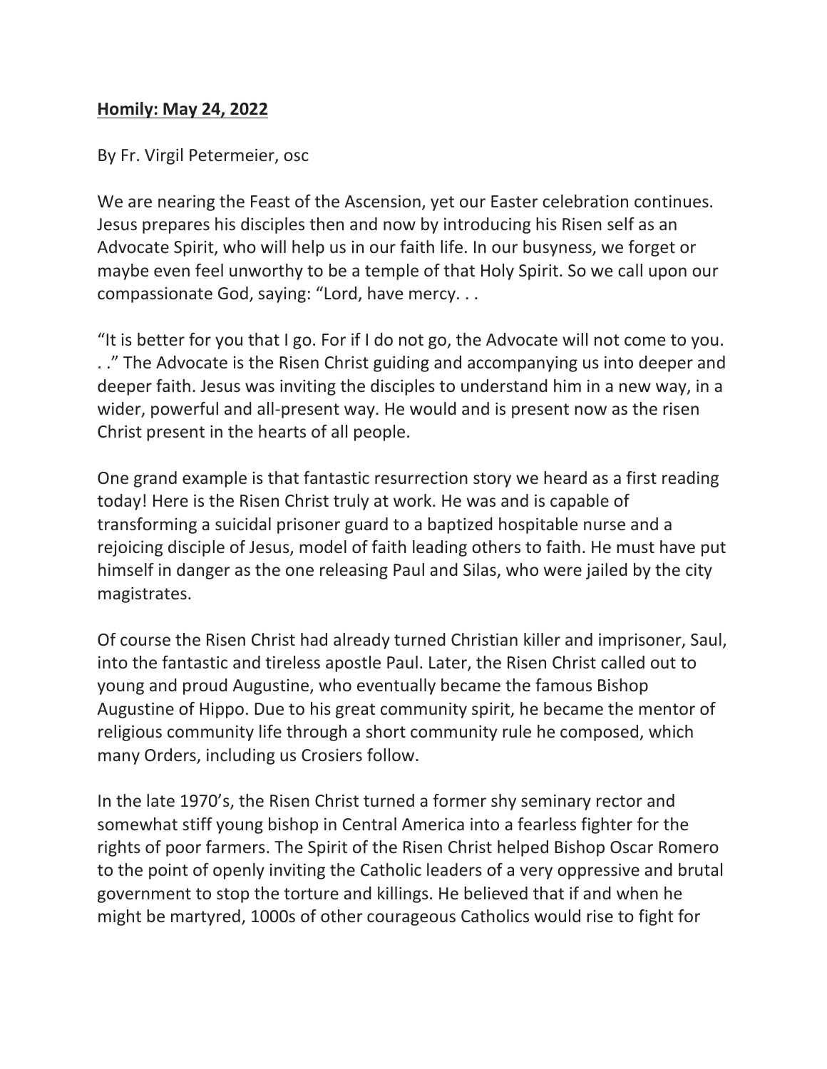**Homily: May 24, 2022**

By Fr. Virgil Petermeier, osc

We are nearing the Feast of the Ascension, yet our Easter celebration continues. Jesus prepares his disciples then and now by introducing his Risen self as an Advocate Spirit, who will help us in our faith life. In our busyness, we forget or maybe even feel unworthy to be a temple of that Holy Spirit. So we call upon our compassionate God, saying: "Lord, have mercy. . .

"It is better for you that I go. For if I do not go, the Advocate will not come to you. . ." The Advocate is the Risen Christ guiding and accompanying us into deeper and deeper faith. Jesus was inviting the disciples to understand him in a new way, in a wider, powerful and all-present way. He would and is present now as the risen Christ present in the hearts of all people.

One grand example is that fantastic resurrection story we heard as a first reading today! Here is the Risen Christ truly at work. He was and is capable of transforming a suicidal prisoner guard to a baptized hospitable nurse and a rejoicing disciple of Jesus, model of faith leading others to faith. He must have put himself in danger as the one releasing Paul and Silas, who were jailed by the city magistrates.

Of course the Risen Christ had already turned Christian killer and imprisoner, Saul, into the fantastic and tireless apostle Paul. Later, the Risen Christ called out to young and proud Augustine, who eventually became the famous Bishop Augustine of Hippo. Due to his great community spirit, he became the mentor of religious community life through a short community rule he composed, which many Orders, including us Crosiers follow.

In the late 1970's, the Risen Christ turned a former shy seminary rector and somewhat stiff young bishop in Central America into a fearless fighter for the rights of poor farmers. The Spirit of the Risen Christ helped Bishop Oscar Romero to the point of openly inviting the Catholic leaders of a very oppressive and brutal government to stop the torture and killings. He believed that if and when he might be martyred, 1000s of other courageous Catholics would rise to fight for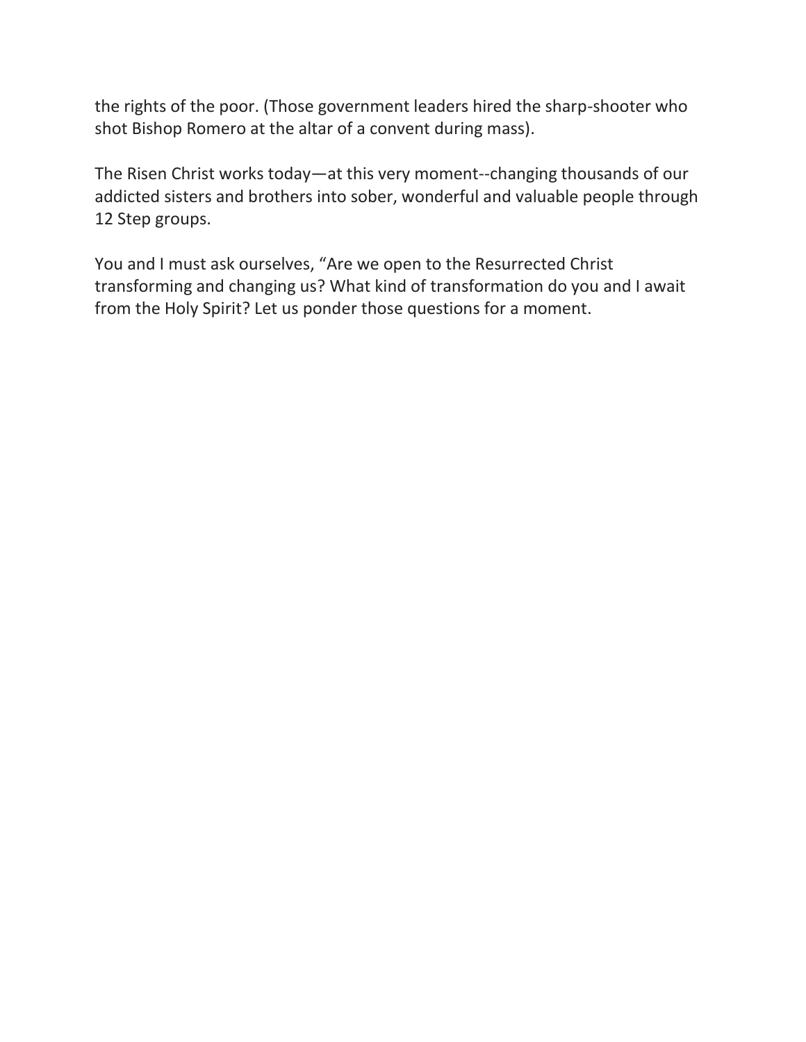the rights of the poor. (Those government leaders hired the sharp-shooter who shot Bishop Romero at the altar of a convent during mass).

The Risen Christ works today—at this very moment--changing thousands of our addicted sisters and brothers into sober, wonderful and valuable people through 12 Step groups.

You and I must ask ourselves, "Are we open to the Resurrected Christ transforming and changing us? What kind of transformation do you and I await from the Holy Spirit? Let us ponder those questions for a moment.